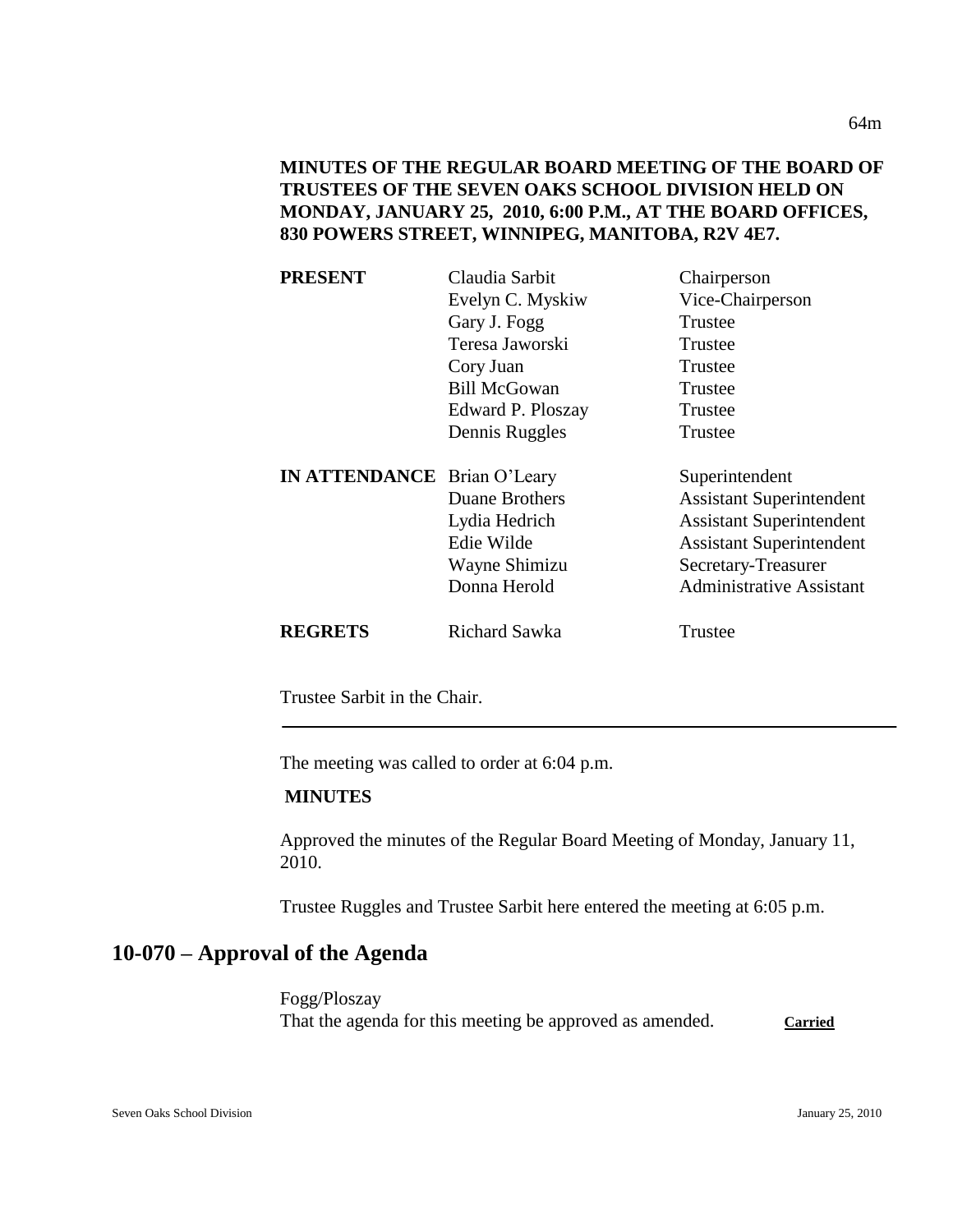**MINUTES OF THE REGULAR BOARD MEETING OF THE BOARD OF TRUSTEES OF THE SEVEN OAKS SCHOOL DIVISION HELD ON MONDAY, JANUARY 25, 2010, 6:00 P.M., AT THE BOARD OFFICES, 830 POWERS STREET, WINNIPEG, MANITOBA, R2V 4E7.**

| | | |
|---|---|---|
| **PRESENT** | Claudia Sarbit | Chairperson |
| | Evelyn C. Myskiw | Vice-Chairperson |
| | Gary J. Fogg | Trustee |
| | Teresa Jaworski | Trustee |
| | Cory Juan | Trustee |
| | Bill McGowan | Trustee |
| | Edward P. Ploszay | Trustee |
| | Dennis Ruggles | Trustee |
| **IN ATTENDANCE** | Brian O'Leary | Superintendent |
| | Duane Brothers | Assistant Superintendent |
| | Lydia Hedrich | Assistant Superintendent |
| | Edie Wilde | Assistant Superintendent |
| | Wayne Shimizu | Secretary-Treasurer |
| | Donna Herold | Administrative Assistant |
| **REGRETS** | Richard Sawka | Trustee |

Trustee Sarbit in the Chair.

---

The meeting was called to order at 6:04 p.m.

**MINUTES**

Approved the minutes of the Regular Board Meeting of Monday, January 11, 2010.

Trustee Ruggles and Trustee Sarbit here entered the meeting at 6:05 p.m.

## 10-070 – Approval of the Agenda

Fogg/Ploszay
That the agenda for this meeting be approved as amended. **Carried**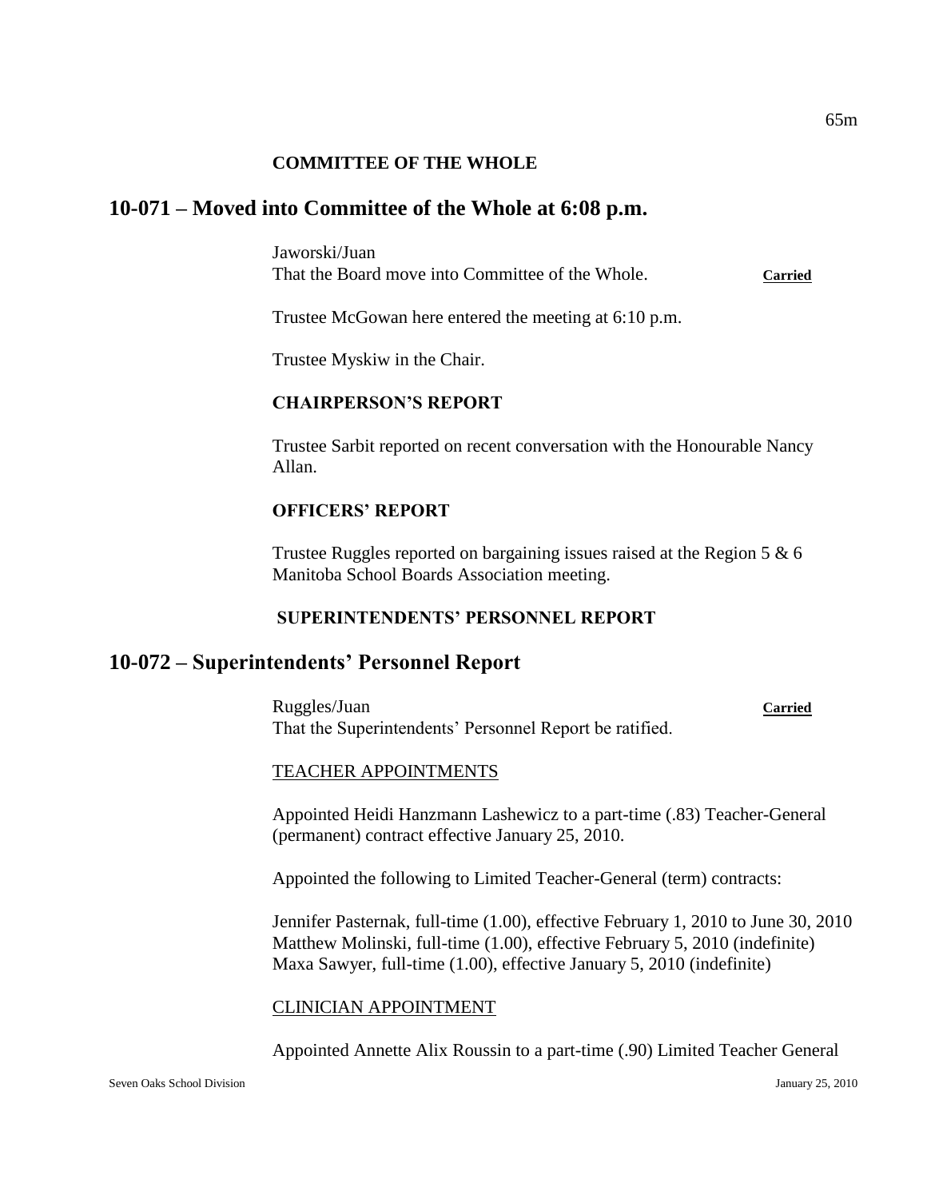**COMMITTEE OF THE WHOLE**

## 10-071 – Moved into Committee of the Whole at 6:08 p.m.

Jaworski/Juan
That the Board move into Committee of the Whole. **Carried**

Trustee McGowan here entered the meeting at 6:10 p.m.

Trustee Myskiw in the Chair.

**CHAIRPERSON'S REPORT**

Trustee Sarbit reported on recent conversation with the Honourable Nancy Allan.

**OFFICERS' REPORT**

Trustee Ruggles reported on bargaining issues raised at the Region 5 & 6 Manitoba School Boards Association meeting.

**SUPERINTENDENTS' PERSONNEL REPORT**

## 10-072 – Superintendents' Personnel Report

Ruggles/Juan **Carried**
That the Superintendents' Personnel Report be ratified.

TEACHER APPOINTMENTS

Appointed Heidi Hanzmann Lashewicz to a part-time (.83) Teacher-General (permanent) contract effective January 25, 2010.

Appointed the following to Limited Teacher-General (term) contracts:

Jennifer Pasternak, full-time (1.00), effective February 1, 2010 to June 30, 2010
Matthew Molinski, full-time (1.00), effective February 5, 2010 (indefinite)
Maxa Sawyer, full-time (1.00), effective January 5, 2010 (indefinite)

CLINICIAN APPOINTMENT

Appointed Annette Alix Roussin to a part-time (.90) Limited Teacher General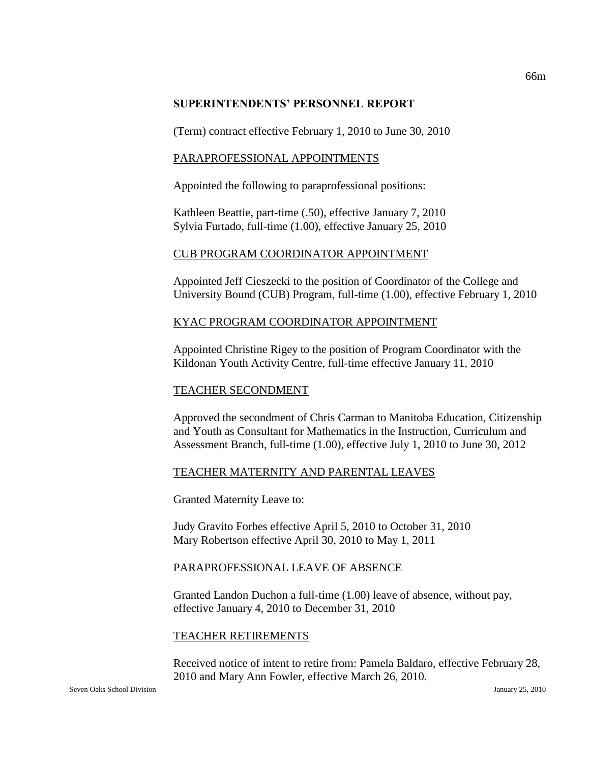## SUPERINTENDENTS' PERSONNEL REPORT

(Term) contract effective February 1, 2010 to June 30, 2010

### PARAPROFESSIONAL APPOINTMENTS

Appointed the following to paraprofessional positions:

Kathleen Beattie, part-time (.50), effective January 7, 2010
Sylvia Furtado, full-time (1.00), effective January 25, 2010

### CUB PROGRAM COORDINATOR APPOINTMENT

Appointed Jeff Cieszecki to the position of Coordinator of the College and University Bound (CUB) Program, full-time (1.00), effective February 1, 2010

### KYAC PROGRAM COORDINATOR APPOINTMENT

Appointed Christine Rigey to the position of Program Coordinator with the Kildonan Youth Activity Centre, full-time effective January 11, 2010

### TEACHER SECONDMENT

Approved the secondment of Chris Carman to Manitoba Education, Citizenship and Youth as Consultant for Mathematics in the Instruction, Curriculum and Assessment Branch, full-time (1.00), effective July 1, 2010 to June 30, 2012

### TEACHER MATERNITY AND PARENTAL LEAVES

Granted Maternity Leave to:

Judy Gravito Forbes effective April 5, 2010 to October 31, 2010
Mary Robertson effective April 30, 2010 to May 1, 2011

### PARAPROFESSIONAL LEAVE OF ABSENCE

Granted Landon Duchon a full-time (1.00) leave of absence, without pay, effective January 4, 2010 to December 31, 2010

### TEACHER RETIREMENTS

Received notice of intent to retire from: Pamela Baldaro, effective February 28, 2010 and Mary Ann Fowler, effective March 26, 2010.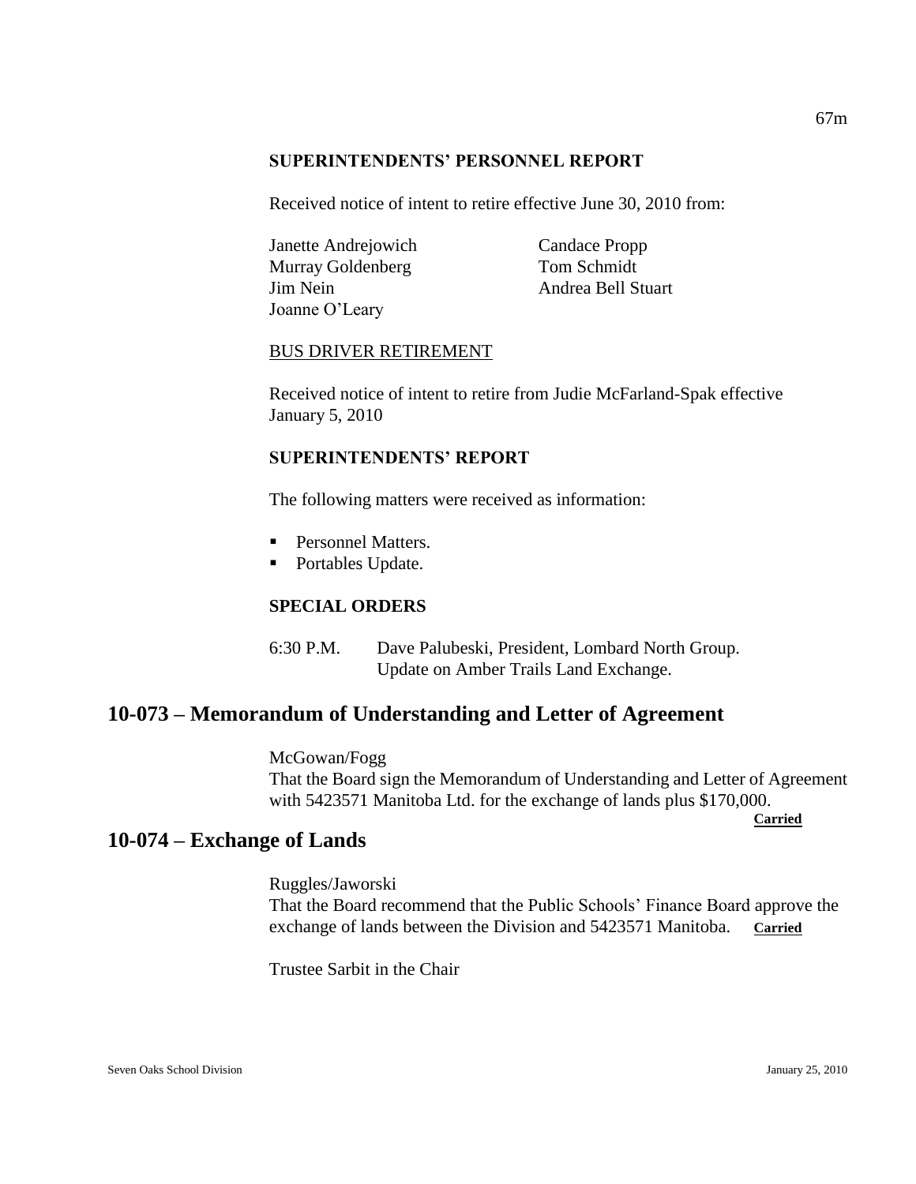### SUPERINTENDENTS' PERSONNEL REPORT

Received notice of intent to retire effective June 30, 2010 from:

Janette Andrejowich
Murray Goldenberg
Jim Nein
Joanne O'Leary
Candace Propp
Tom Schmidt
Andrea Bell Stuart

BUS DRIVER RETIREMENT

Received notice of intent to retire from Judie McFarland-Spak effective January 5, 2010

### SUPERINTENDENTS' REPORT

The following matters were received as information:

- Personnel Matters.
- Portables Update.

### SPECIAL ORDERS

6:30 P.M. Dave Palubeski, President, Lombard North Group. Update on Amber Trails Land Exchange.

## 10-073 – Memorandum of Understanding and Letter of Agreement

McGowan/Fogg
That the Board sign the Memorandum of Understanding and Letter of Agreement with 5423571 Manitoba Ltd. for the exchange of lands plus $170,000.

**Carried**

## 10-074 – Exchange of Lands

Ruggles/Jaworski
That the Board recommend that the Public Schools' Finance Board approve the exchange of lands between the Division and 5423571 Manitoba. **Carried**

Trustee Sarbit in the Chair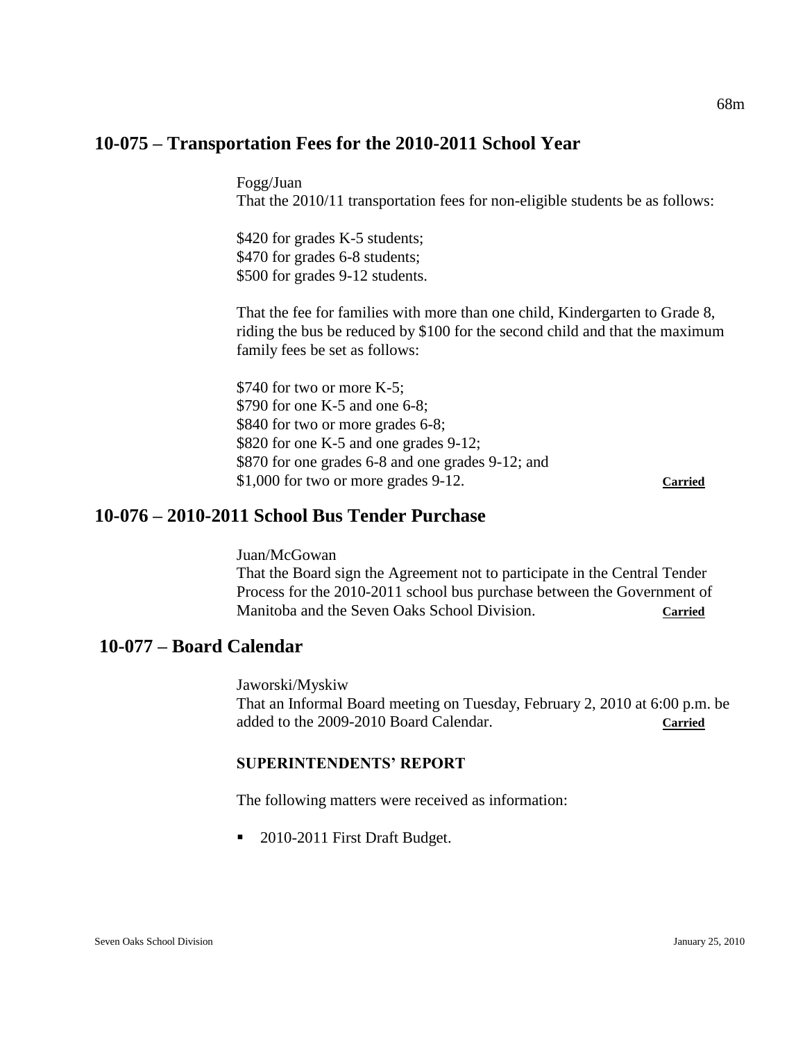## 10-075 – Transportation Fees for the 2010-2011 School Year

Fogg/Juan
That the 2010/11 transportation fees for non-eligible students be as follows:

$420 for grades K-5 students;
$470 for grades 6-8 students;
$500 for grades 9-12 students.

That the fee for families with more than one child, Kindergarten to Grade 8, riding the bus be reduced by $100 for the second child and that the maximum family fees be set as follows:

$740 for two or more K-5;
$790 for one K-5 and one 6-8;
$840 for two or more grades 6-8;
$820 for one K-5 and one grades 9-12;
$870 for one grades 6-8 and one grades 9-12; and
$1,000 for two or more grades 9-12. **Carried**

## 10-076 – 2010-2011 School Bus Tender Purchase

Juan/McGowan
That the Board sign the Agreement not to participate in the Central Tender Process for the 2010-2011 school bus purchase between the Government of Manitoba and the Seven Oaks School Division. **Carried**

## 10-077 – Board Calendar

Jaworski/Myskiw
That an Informal Board meeting on Tuesday, February 2, 2010 at 6:00 p.m. be added to the 2009-2010 Board Calendar. **Carried**

### SUPERINTENDENTS' REPORT

The following matters were received as information:

- 2010-2011 First Draft Budget.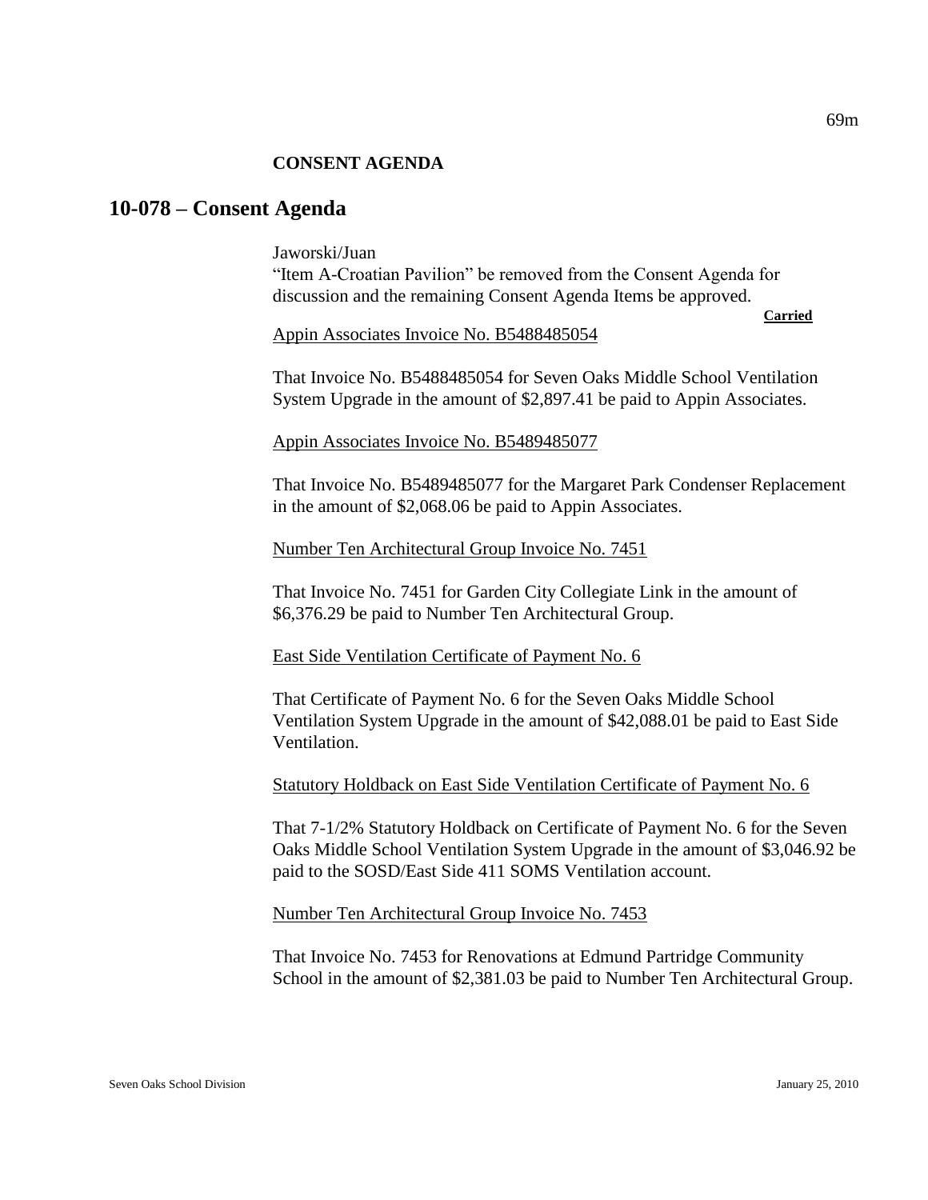**CONSENT AGENDA**

## 10-078 – Consent Agenda

Jaworski/Juan
"Item A-Croatian Pavilion" be removed from the Consent Agenda for discussion and the remaining Consent Agenda Items be approved.

**Carried**

Appin Associates Invoice No. B5488485054

That Invoice No. B5488485054 for Seven Oaks Middle School Ventilation System Upgrade in the amount of $2,897.41 be paid to Appin Associates.

Appin Associates Invoice No. B5489485077

That Invoice No. B5489485077 for the Margaret Park Condenser Replacement in the amount of $2,068.06 be paid to Appin Associates.

Number Ten Architectural Group Invoice No. 7451

That Invoice No. 7451 for Garden City Collegiate Link in the amount of $6,376.29 be paid to Number Ten Architectural Group.

East Side Ventilation Certificate of Payment No. 6

That Certificate of Payment No. 6 for the Seven Oaks Middle School Ventilation System Upgrade in the amount of $42,088.01 be paid to East Side Ventilation.

Statutory Holdback on East Side Ventilation Certificate of Payment No. 6

That 7-1/2% Statutory Holdback on Certificate of Payment No. 6 for the Seven Oaks Middle School Ventilation System Upgrade in the amount of $3,046.92 be paid to the SOSD/East Side 411 SOMS Ventilation account.

Number Ten Architectural Group Invoice No. 7453

That Invoice No. 7453 for Renovations at Edmund Partridge Community School in the amount of $2,381.03 be paid to Number Ten Architectural Group.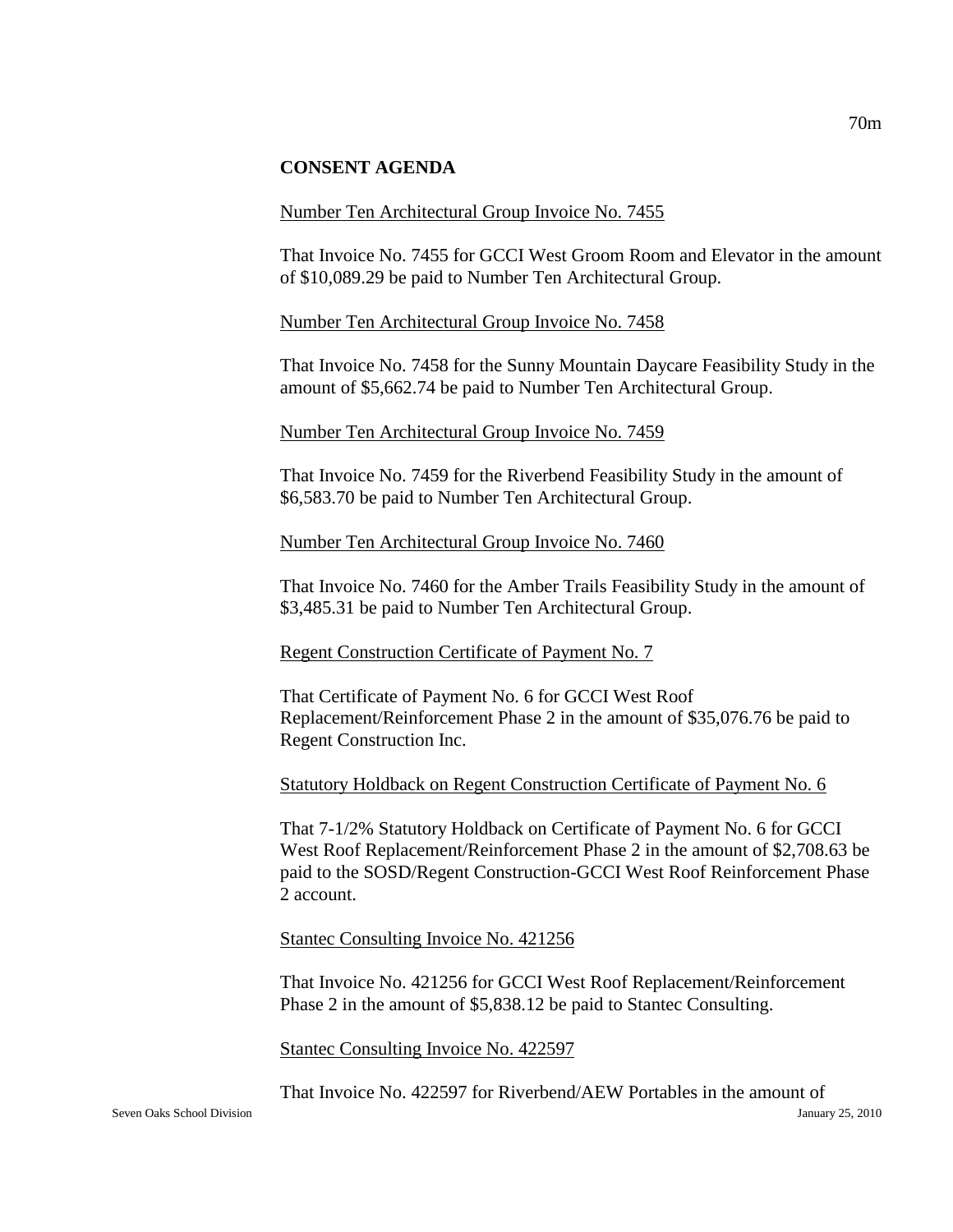**CONSENT AGENDA**

Number Ten Architectural Group Invoice No. 7455

That Invoice No. 7455 for GCCI West Groom Room and Elevator in the amount of $10,089.29 be paid to Number Ten Architectural Group.

Number Ten Architectural Group Invoice No. 7458

That Invoice No. 7458 for the Sunny Mountain Daycare Feasibility Study in the amount of $5,662.74 be paid to Number Ten Architectural Group.

Number Ten Architectural Group Invoice No. 7459

That Invoice No. 7459 for the Riverbend Feasibility Study in the amount of $6,583.70 be paid to Number Ten Architectural Group.

Number Ten Architectural Group Invoice No. 7460

That Invoice No. 7460 for the Amber Trails Feasibility Study in the amount of $3,485.31 be paid to Number Ten Architectural Group.

Regent Construction Certificate of Payment No. 7

That Certificate of Payment No. 6 for GCCI West Roof Replacement/Reinforcement Phase 2 in the amount of $35,076.76 be paid to Regent Construction Inc.

Statutory Holdback on Regent Construction Certificate of Payment No. 6

That 7-1/2% Statutory Holdback on Certificate of Payment No. 6 for GCCI West Roof Replacement/Reinforcement Phase 2 in the amount of $2,708.63 be paid to the SOSD/Regent Construction-GCCI West Roof Reinforcement Phase 2 account.

Stantec Consulting Invoice No. 421256

That Invoice No. 421256 for GCCI West Roof Replacement/Reinforcement Phase 2 in the amount of $5,838.12 be paid to Stantec Consulting.

Stantec Consulting Invoice No. 422597

That Invoice No. 422597 for Riverbend/AEW Portables in the amount of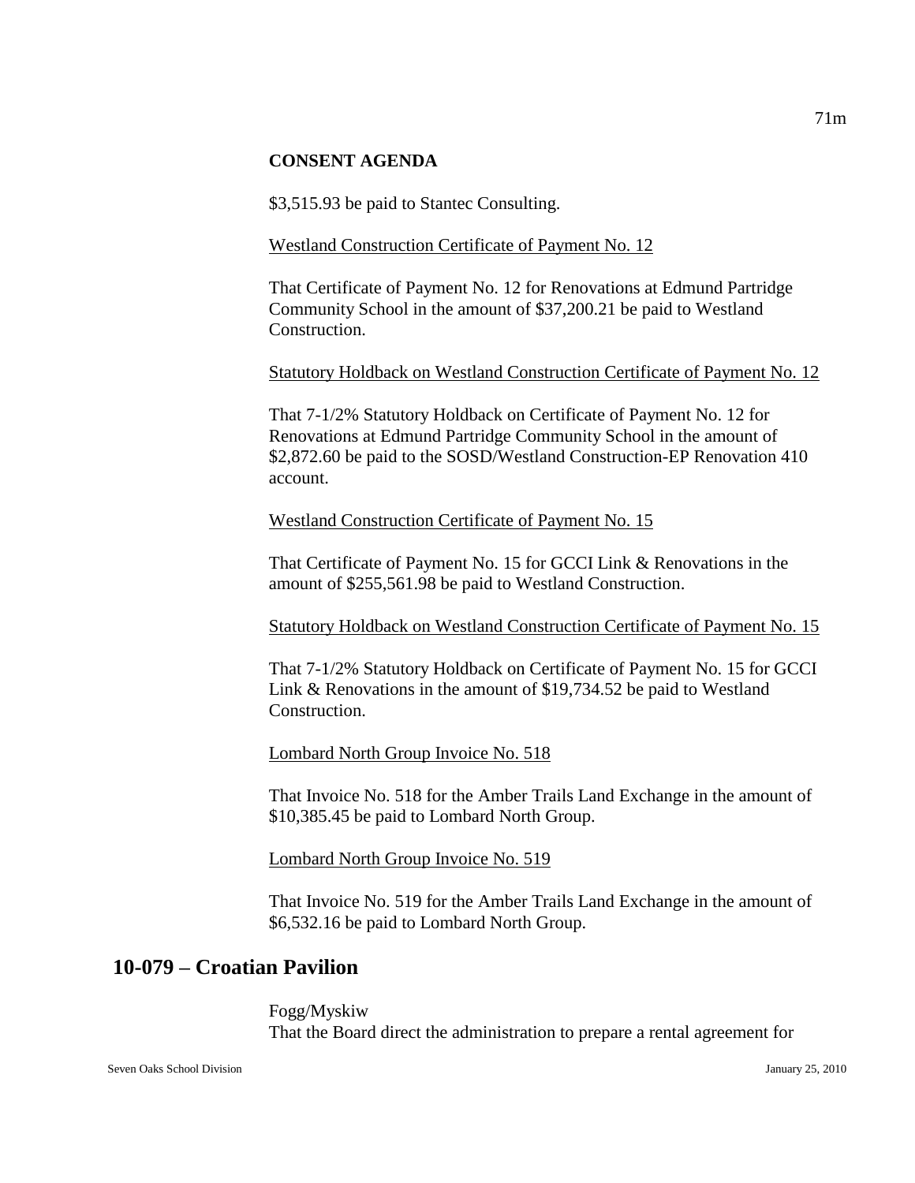**CONSENT AGENDA**

$3,515.93 be paid to Stantec Consulting.

Westland Construction Certificate of Payment No. 12

That Certificate of Payment No. 12 for Renovations at Edmund Partridge Community School in the amount of $37,200.21 be paid to Westland Construction.

Statutory Holdback on Westland Construction Certificate of Payment No. 12

That 7-1/2% Statutory Holdback on Certificate of Payment No. 12 for Renovations at Edmund Partridge Community School in the amount of $2,872.60 be paid to the SOSD/Westland Construction-EP Renovation 410 account.

Westland Construction Certificate of Payment No. 15

That Certificate of Payment No. 15 for GCCI Link & Renovations in the amount of $255,561.98 be paid to Westland Construction.

Statutory Holdback on Westland Construction Certificate of Payment No. 15

That 7-1/2% Statutory Holdback on Certificate of Payment No. 15 for GCCI Link & Renovations in the amount of $19,734.52 be paid to Westland Construction.

Lombard North Group Invoice No. 518

That Invoice No. 518 for the Amber Trails Land Exchange in the amount of $10,385.45 be paid to Lombard North Group.

Lombard North Group Invoice No. 519

That Invoice No. 519 for the Amber Trails Land Exchange in the amount of $6,532.16 be paid to Lombard North Group.

## 10-079 – Croatian Pavilion

Fogg/Myskiw
That the Board direct the administration to prepare a rental agreement for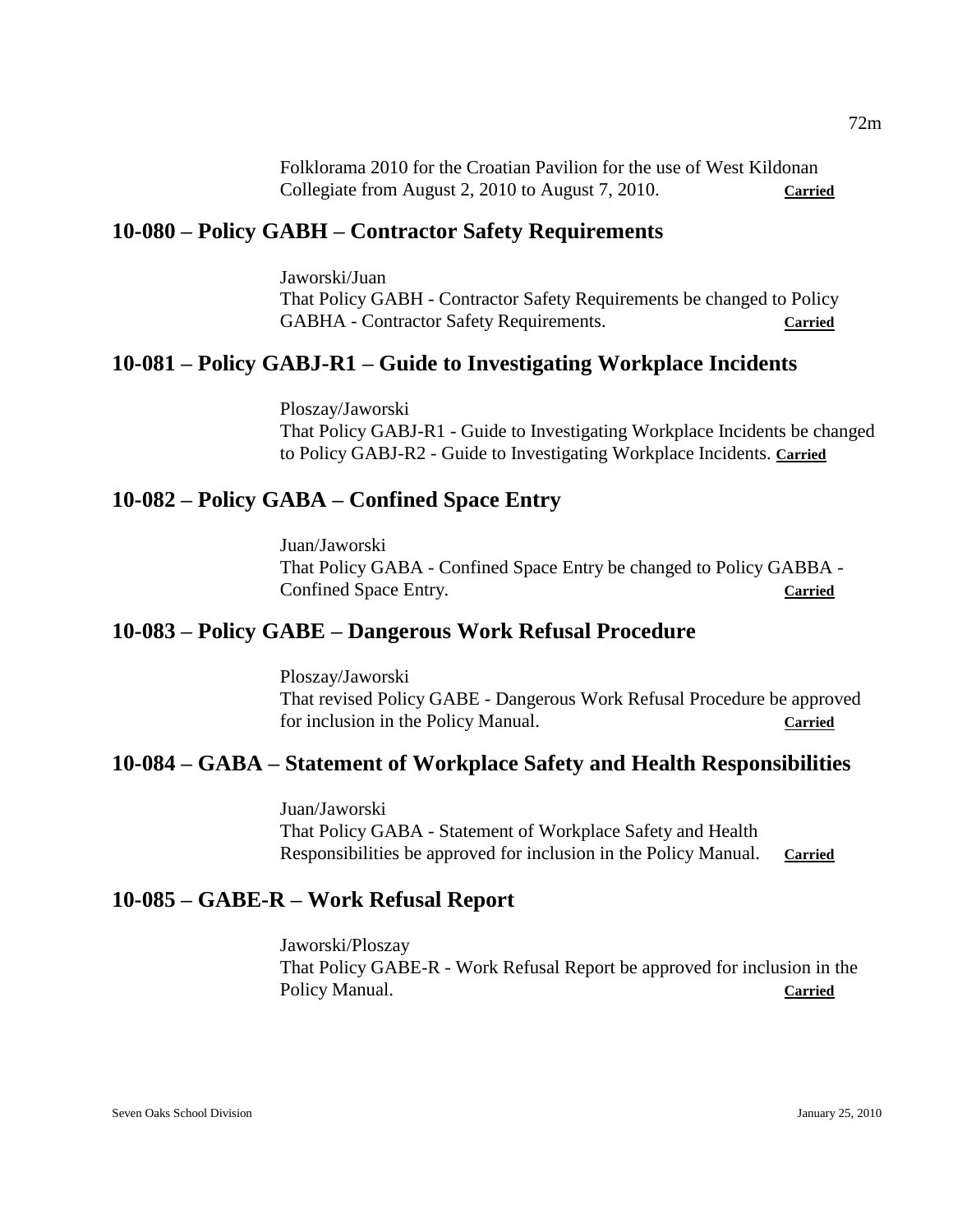Folklorama 2010 for the Croatian Pavilion for the use of West Kildonan Collegiate from August 2, 2010 to August 7, 2010. **Carried**

## 10-080 – Policy GABH – Contractor Safety Requirements

Jaworski/Juan
That Policy GABH - Contractor Safety Requirements be changed to Policy GABHA - Contractor Safety Requirements. **Carried**

## 10-081 – Policy GABJ-R1 – Guide to Investigating Workplace Incidents

Ploszay/Jaworski
That Policy GABJ-R1 - Guide to Investigating Workplace Incidents be changed to Policy GABJ-R2 - Guide to Investigating Workplace Incidents. **Carried**

## 10-082 – Policy GABA – Confined Space Entry

Juan/Jaworski
That Policy GABA - Confined Space Entry be changed to Policy GABBA - Confined Space Entry. **Carried**

## 10-083 – Policy GABE – Dangerous Work Refusal Procedure

Ploszay/Jaworski
That revised Policy GABE - Dangerous Work Refusal Procedure be approved for inclusion in the Policy Manual. **Carried**

## 10-084 – GABA – Statement of Workplace Safety and Health Responsibilities

Juan/Jaworski
That Policy GABA - Statement of Workplace Safety and Health Responsibilities be approved for inclusion in the Policy Manual. **Carried**

## 10-085 – GABE-R – Work Refusal Report

Jaworski/Ploszay
That Policy GABE-R - Work Refusal Report be approved for inclusion in the Policy Manual. **Carried**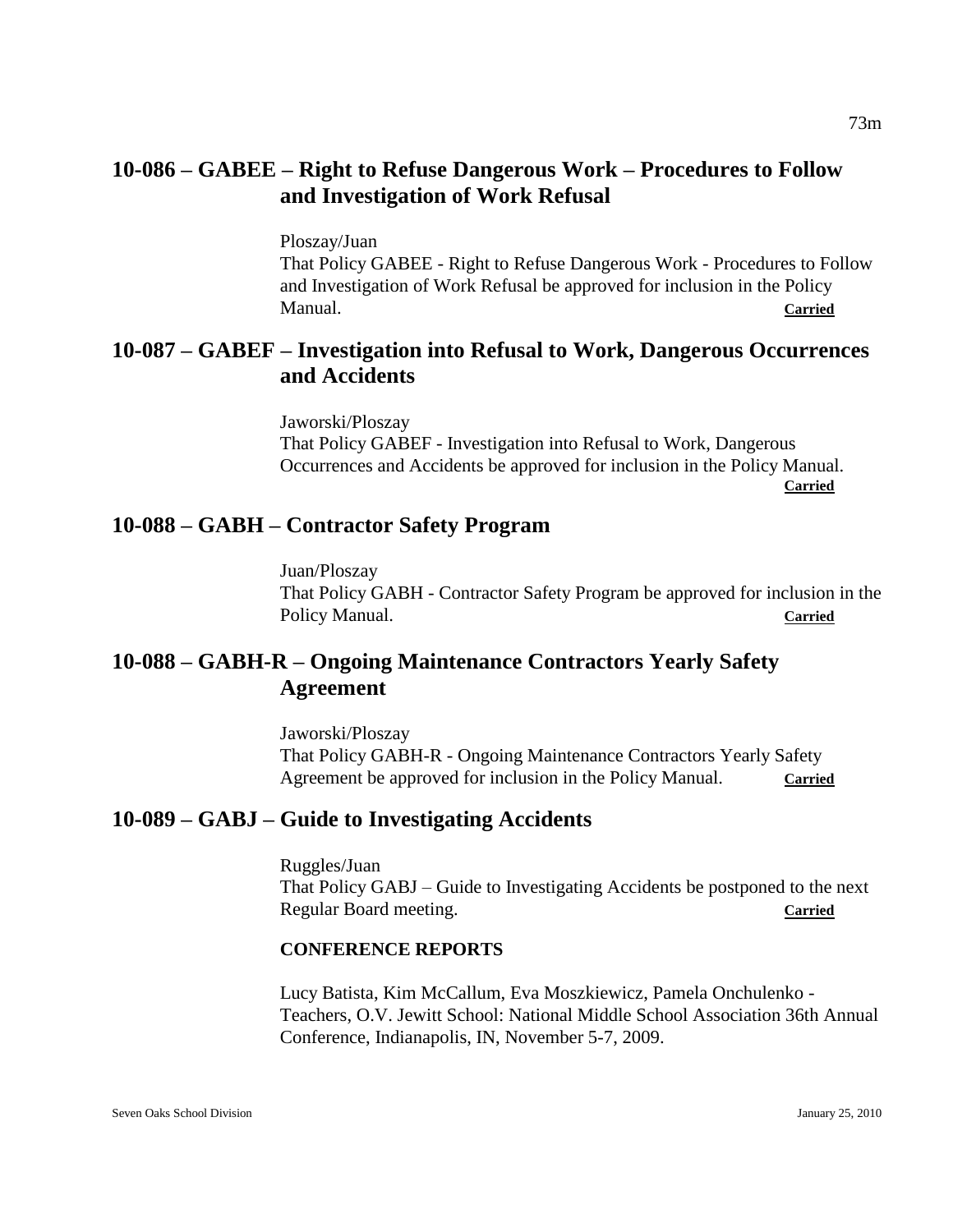## 10-086 – GABEE – Right to Refuse Dangerous Work – Procedures to Follow and Investigation of Work Refusal

Ploszay/Juan
That Policy GABEE - Right to Refuse Dangerous Work - Procedures to Follow and Investigation of Work Refusal be approved for inclusion in the Policy Manual. **Carried**

## 10-087 – GABEF – Investigation into Refusal to Work, Dangerous Occurrences and Accidents

Jaworski/Ploszay
That Policy GABEF - Investigation into Refusal to Work, Dangerous Occurrences and Accidents be approved for inclusion in the Policy Manual. **Carried**

## 10-088 – GABH – Contractor Safety Program

Juan/Ploszay
That Policy GABH - Contractor Safety Program be approved for inclusion in the Policy Manual. **Carried**

## 10-088 – GABH-R – Ongoing Maintenance Contractors Yearly Safety Agreement

Jaworski/Ploszay
That Policy GABH-R - Ongoing Maintenance Contractors Yearly Safety Agreement be approved for inclusion in the Policy Manual. **Carried**

## 10-089 – GABJ – Guide to Investigating Accidents

Ruggles/Juan
That Policy GABJ – Guide to Investigating Accidents be postponed to the next Regular Board meeting. **Carried**

**CONFERENCE REPORTS**

Lucy Batista, Kim McCallum, Eva Moszkiewicz, Pamela Onchulenko - Teachers, O.V. Jewitt School: National Middle School Association 36th Annual Conference, Indianapolis, IN, November 5-7, 2009.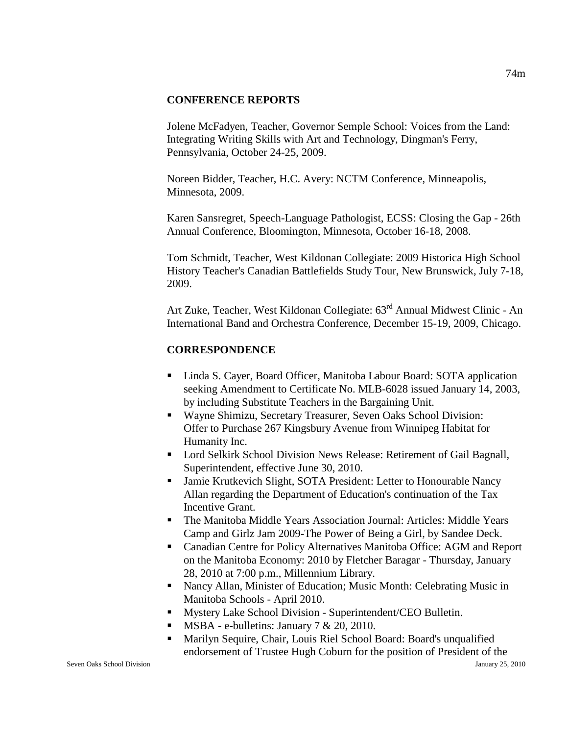## CONFERENCE REPORTS

Jolene McFadyen, Teacher, Governor Semple School: Voices from the Land: Integrating Writing Skills with Art and Technology, Dingman's Ferry, Pennsylvania, October 24-25, 2009.

Noreen Bidder, Teacher, H.C. Avery: NCTM Conference, Minneapolis, Minnesota, 2009.

Karen Sansregret, Speech-Language Pathologist, ECSS: Closing the Gap - 26th Annual Conference, Bloomington, Minnesota, October 16-18, 2008.

Tom Schmidt, Teacher, West Kildonan Collegiate: 2009 Historica High School History Teacher's Canadian Battlefields Study Tour, New Brunswick, July 7-18, 2009.

Art Zuke, Teacher, West Kildonan Collegiate: 63rd Annual Midwest Clinic - An International Band and Orchestra Conference, December 15-19, 2009, Chicago.

## CORRESPONDENCE

- Linda S. Cayer, Board Officer, Manitoba Labour Board: SOTA application seeking Amendment to Certificate No. MLB-6028 issued January 14, 2003, by including Substitute Teachers in the Bargaining Unit.
- Wayne Shimizu, Secretary Treasurer, Seven Oaks School Division: Offer to Purchase 267 Kingsbury Avenue from Winnipeg Habitat for Humanity Inc.
- Lord Selkirk School Division News Release: Retirement of Gail Bagnall, Superintendent, effective June 30, 2010.
- Jamie Krutkevich Slight, SOTA President: Letter to Honourable Nancy Allan regarding the Department of Education's continuation of the Tax Incentive Grant.
- The Manitoba Middle Years Association Journal: Articles: Middle Years Camp and Girlz Jam 2009-The Power of Being a Girl, by Sandee Deck.
- Canadian Centre for Policy Alternatives Manitoba Office: AGM and Report on the Manitoba Economy: 2010 by Fletcher Baragar - Thursday, January 28, 2010 at 7:00 p.m., Millennium Library.
- Nancy Allan, Minister of Education; Music Month: Celebrating Music in Manitoba Schools - April 2010.
- Mystery Lake School Division - Superintendent/CEO Bulletin.
- MSBA - e-bulletins: January 7 & 20, 2010.
- Marilyn Sequire, Chair, Louis Riel School Board: Board's unqualified endorsement of Trustee Hugh Coburn for the position of President of the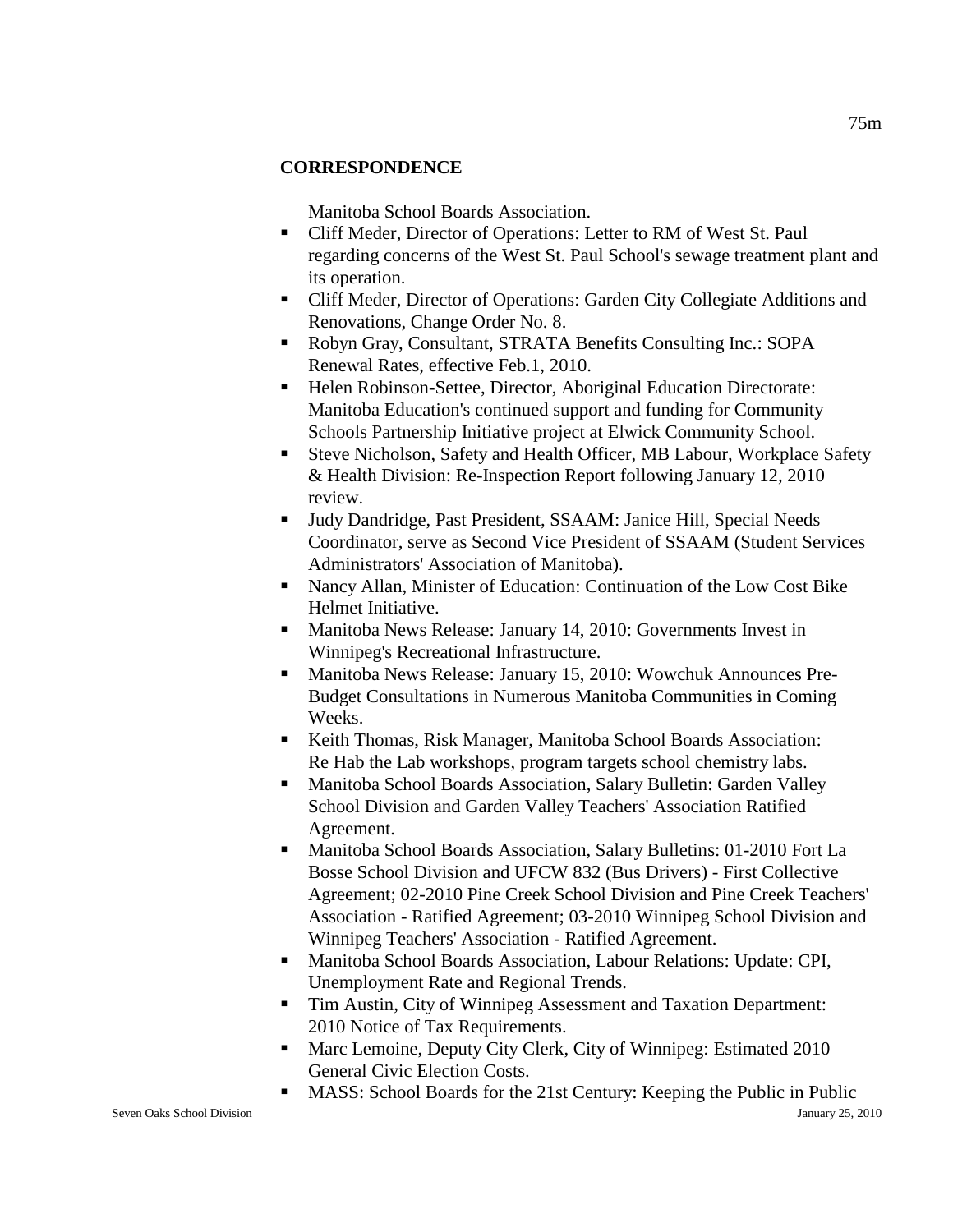**CORRESPONDENCE**

Manitoba School Boards Association.

- Cliff Meder, Director of Operations: Letter to RM of West St. Paul regarding concerns of the West St. Paul School's sewage treatment plant and its operation.
- Cliff Meder, Director of Operations: Garden City Collegiate Additions and Renovations, Change Order No. 8.
- Robyn Gray, Consultant, STRATA Benefits Consulting Inc.: SOPA Renewal Rates, effective Feb.1, 2010.
- Helen Robinson-Settee, Director, Aboriginal Education Directorate: Manitoba Education's continued support and funding for Community Schools Partnership Initiative project at Elwick Community School.
- Steve Nicholson, Safety and Health Officer, MB Labour, Workplace Safety & Health Division: Re-Inspection Report following January 12, 2010 review.
- Judy Dandridge, Past President, SSAAM: Janice Hill, Special Needs Coordinator, serve as Second Vice President of SSAAM (Student Services Administrators' Association of Manitoba).
- Nancy Allan, Minister of Education: Continuation of the Low Cost Bike Helmet Initiative.
- Manitoba News Release: January 14, 2010: Governments Invest in Winnipeg's Recreational Infrastructure.
- Manitoba News Release: January 15, 2010: Wowchuk Announces Pre-Budget Consultations in Numerous Manitoba Communities in Coming Weeks.
- Keith Thomas, Risk Manager, Manitoba School Boards Association: Re Hab the Lab workshops, program targets school chemistry labs.
- Manitoba School Boards Association, Salary Bulletin: Garden Valley School Division and Garden Valley Teachers' Association Ratified Agreement.
- Manitoba School Boards Association, Salary Bulletins: 01-2010 Fort La Bosse School Division and UFCW 832 (Bus Drivers) - First Collective Agreement; 02-2010 Pine Creek School Division and Pine Creek Teachers' Association - Ratified Agreement; 03-2010 Winnipeg School Division and Winnipeg Teachers' Association - Ratified Agreement.
- Manitoba School Boards Association, Labour Relations: Update: CPI, Unemployment Rate and Regional Trends.
- Tim Austin, City of Winnipeg Assessment and Taxation Department: 2010 Notice of Tax Requirements.
- Marc Lemoine, Deputy City Clerk, City of Winnipeg: Estimated 2010 General Civic Election Costs.
- MASS: School Boards for the 21st Century: Keeping the Public in Public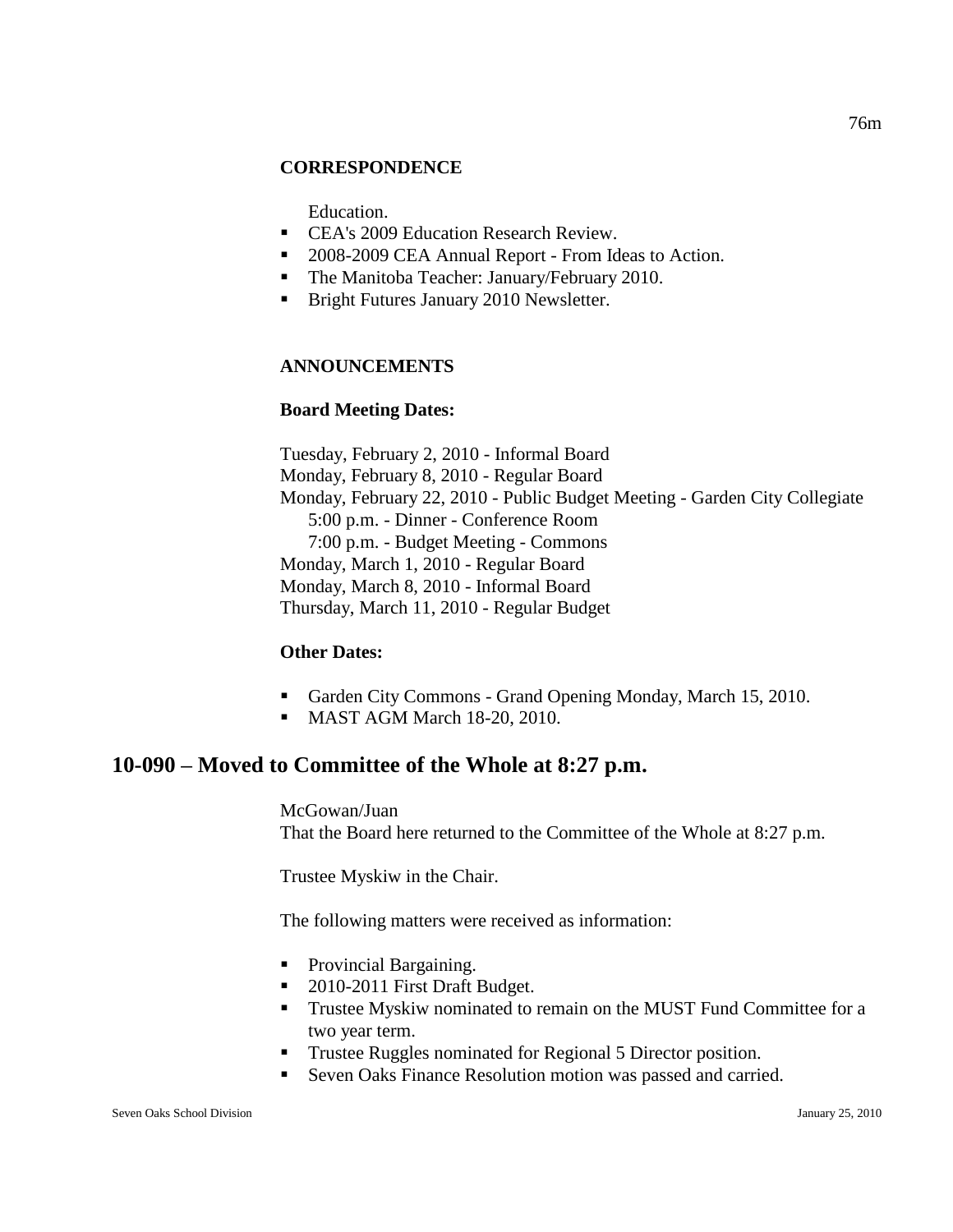**CORRESPONDENCE**

Education.

- CEA's 2009 Education Research Review.
- 2008-2009 CEA Annual Report - From Ideas to Action.
- The Manitoba Teacher: January/February 2010.
- Bright Futures January 2010 Newsletter.

**ANNOUNCEMENTS**

**Board Meeting Dates:**

Tuesday, February 2, 2010 - Informal Board
Monday, February 8, 2010 - Regular Board
Monday, February 22, 2010 - Public Budget Meeting - Garden City Collegiate
 5:00 p.m. - Dinner - Conference Room
 7:00 p.m. - Budget Meeting - Commons
Monday, March 1, 2010 - Regular Board
Monday, March 8, 2010 - Informal Board
Thursday, March 11, 2010 - Regular Budget

**Other Dates:**

- Garden City Commons - Grand Opening Monday, March 15, 2010.
- MAST AGM March 18-20, 2010.

## 10-090 – Moved to Committee of the Whole at 8:27 p.m.

McGowan/Juan
That the Board here returned to the Committee of the Whole at 8:27 p.m.

Trustee Myskiw in the Chair.

The following matters were received as information:

- Provincial Bargaining.
- 2010-2011 First Draft Budget.
- Trustee Myskiw nominated to remain on the MUST Fund Committee for a two year term.
- Trustee Ruggles nominated for Regional 5 Director position.
- Seven Oaks Finance Resolution motion was passed and carried.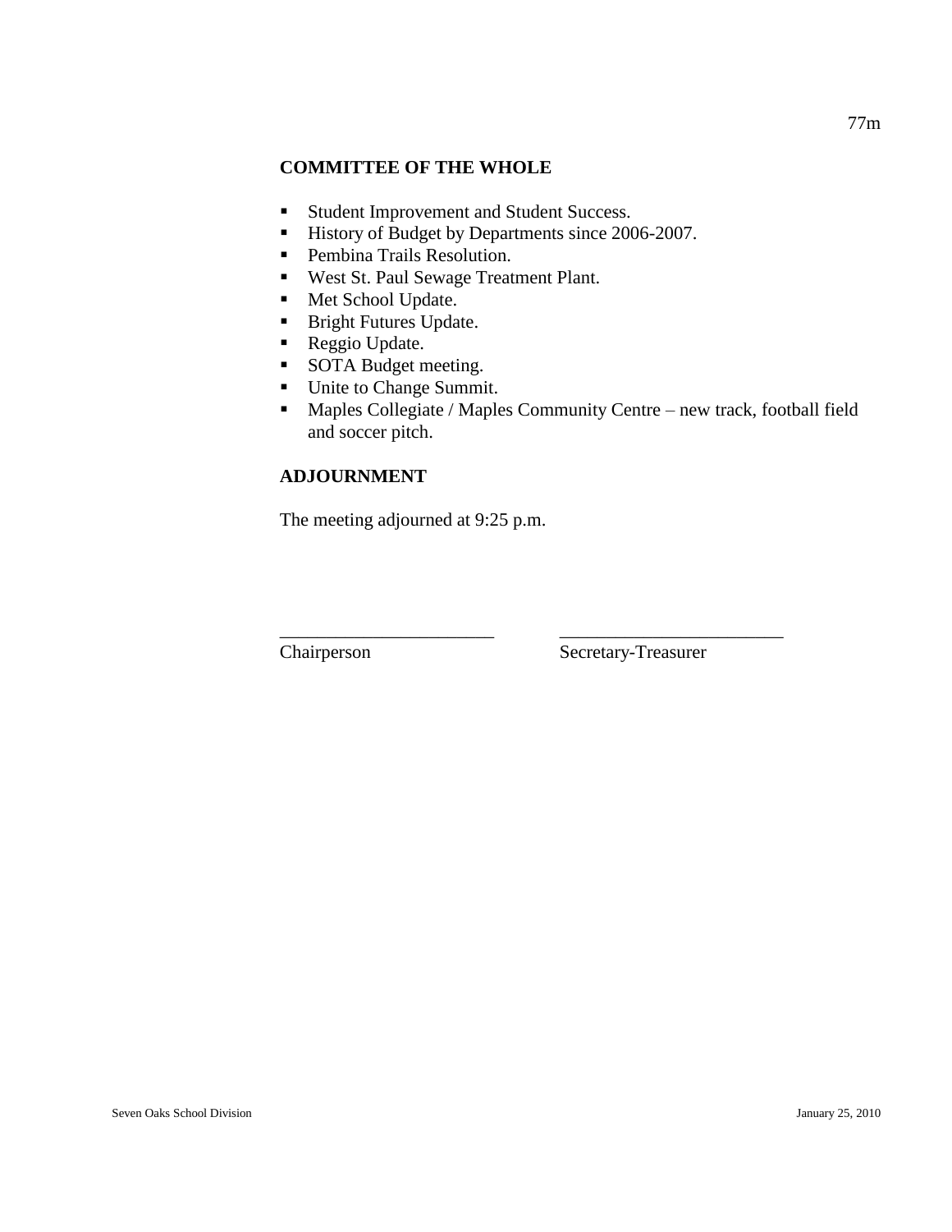## COMMITTEE OF THE WHOLE

- Student Improvement and Student Success.
- History of Budget by Departments since 2006-2007.
- Pembina Trails Resolution.
- West St. Paul Sewage Treatment Plant.
- Met School Update.
- Bright Futures Update.
- Reggio Update.
- SOTA Budget meeting.
- Unite to Change Summit.
- Maples Collegiate / Maples Community Centre – new track, football field and soccer pitch.

## ADJOURNMENT

The meeting adjourned at 9:25 p.m.

\_\_\_\_\_\_\_\_\_\_\_\_\_\_\_\_\_\_\_\_\_\_\_\_ \_\_\_\_\_\_\_\_\_\_\_\_\_\_\_\_\_\_\_\_\_\_\_\_\_

Chairperson Secretary-Treasurer